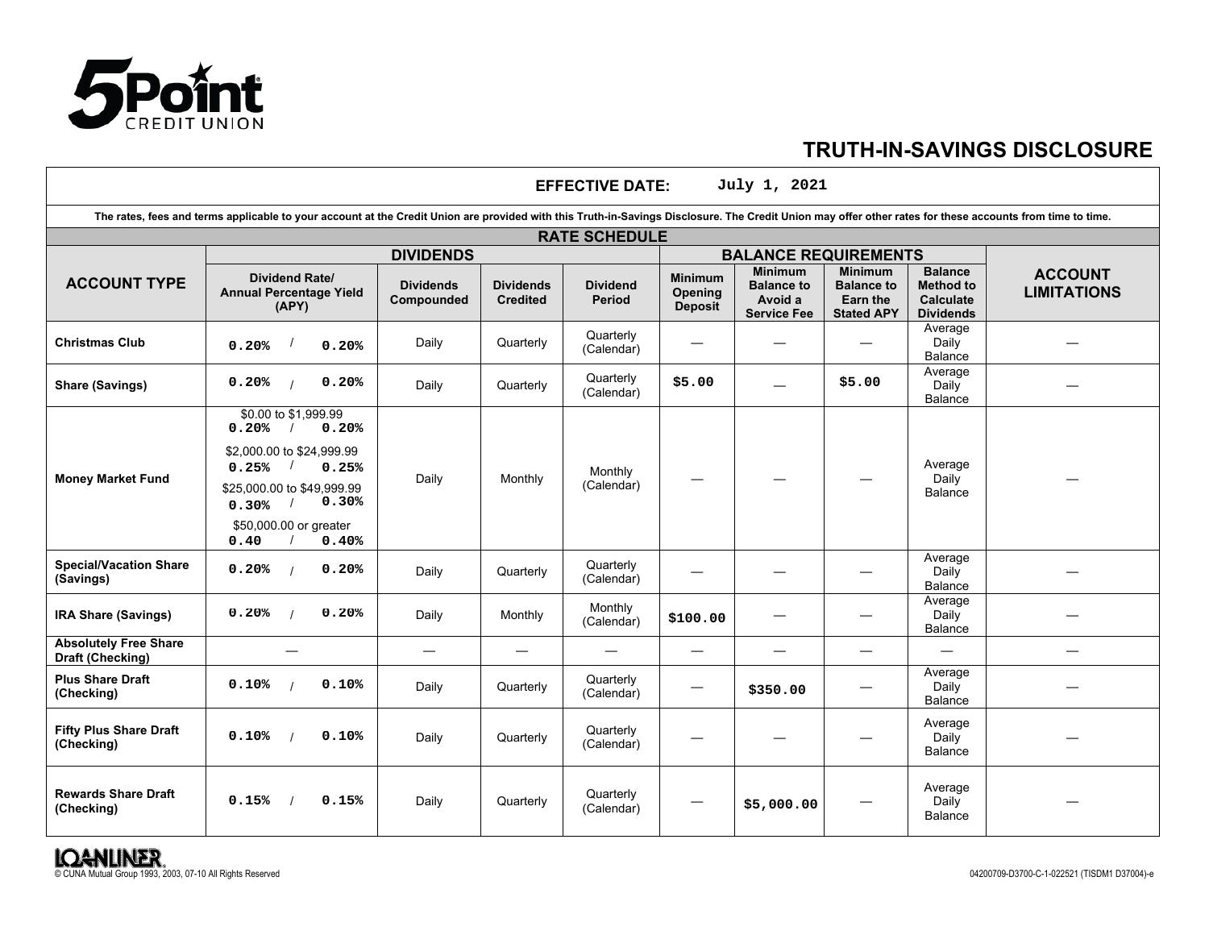5Point CREDIT UNION

# TRUTH-IN-SAVINGS DISCLOSURE

**EFFECTIVE DATE:** July 1, 2021

**The rates, fees and terms applicable to your account at the Credit Union are provided with this Truth-in-Savings Disclosure. The Credit Union may offer other rates for these accounts from time to time.**

**RATE SCHEDULE**

| ACCOUNT TYPE | DIVIDENDS | | | | BALANCE REQUIREMENTS | | | | ACCOUNT LIMITATIONS |
|---|---|---|---|---|---|---|---|---|---|
| | Dividend Rate/ Annual Percentage Yield (APY) | Dividends Compounded | Dividends Credited | Dividend Period | Minimum Opening Deposit | Minimum Balance to Avoid a Service Fee | Minimum Balance to Earn the Stated APY | Balance Method to Calculate Dividends | |
| **Christmas Club** | 0.20% / 0.20% | Daily | Quarterly | Quarterly (Calendar) | — | — | — | Average Daily Balance | — |
| **Share (Savings)** | 0.20% / 0.20% | Daily | Quarterly | Quarterly (Calendar) | $5.00 | — | $5.00 | Average Daily Balance | — |
| **Money Market Fund** | $0.00 to $1,999.99 0.20% / 0.20%<br>$2,000.00 to $24,999.99 0.25% / 0.25%<br>$25,000.00 to $49,999.99 0.30% / 0.30%<br>$50,000.00 or greater 0.40 / 0.40% | Daily | Monthly | Monthly (Calendar) | — | — | — | Average Daily Balance | — |
| **Special/Vacation Share (Savings)** | 0.20% / 0.20% | Daily | Quarterly | Quarterly (Calendar) | — | — | — | Average Daily Balance | — |
| **IRA Share (Savings)** | 0.20% / 0.20% | Daily | Monthly | Monthly (Calendar) | $100.00 | — | — | Average Daily Balance | — |
| **Absolutely Free Share Draft (Checking)** | — | — | — | — | — | — | — | — | — |
| **Plus Share Draft (Checking)** | 0.10% / 0.10% | Daily | Quarterly | Quarterly (Calendar) | — | $350.00 | — | Average Daily Balance | — |
| **Fifty Plus Share Draft (Checking)** | 0.10% / 0.10% | Daily | Quarterly | Quarterly (Calendar) | — | — | — | Average Daily Balance | — |
| **Rewards Share Draft (Checking)** | 0.15% / 0.15% | Daily | Quarterly | Quarterly (Calendar) | — | $5,000.00 | — | Average Daily Balance | — |

LOANLINER
© CUNA Mutual Group 1993, 2003, 07-10 All Rights Reserved

04200709-D3700-C-1-022521 (TISDM1 D37004)-e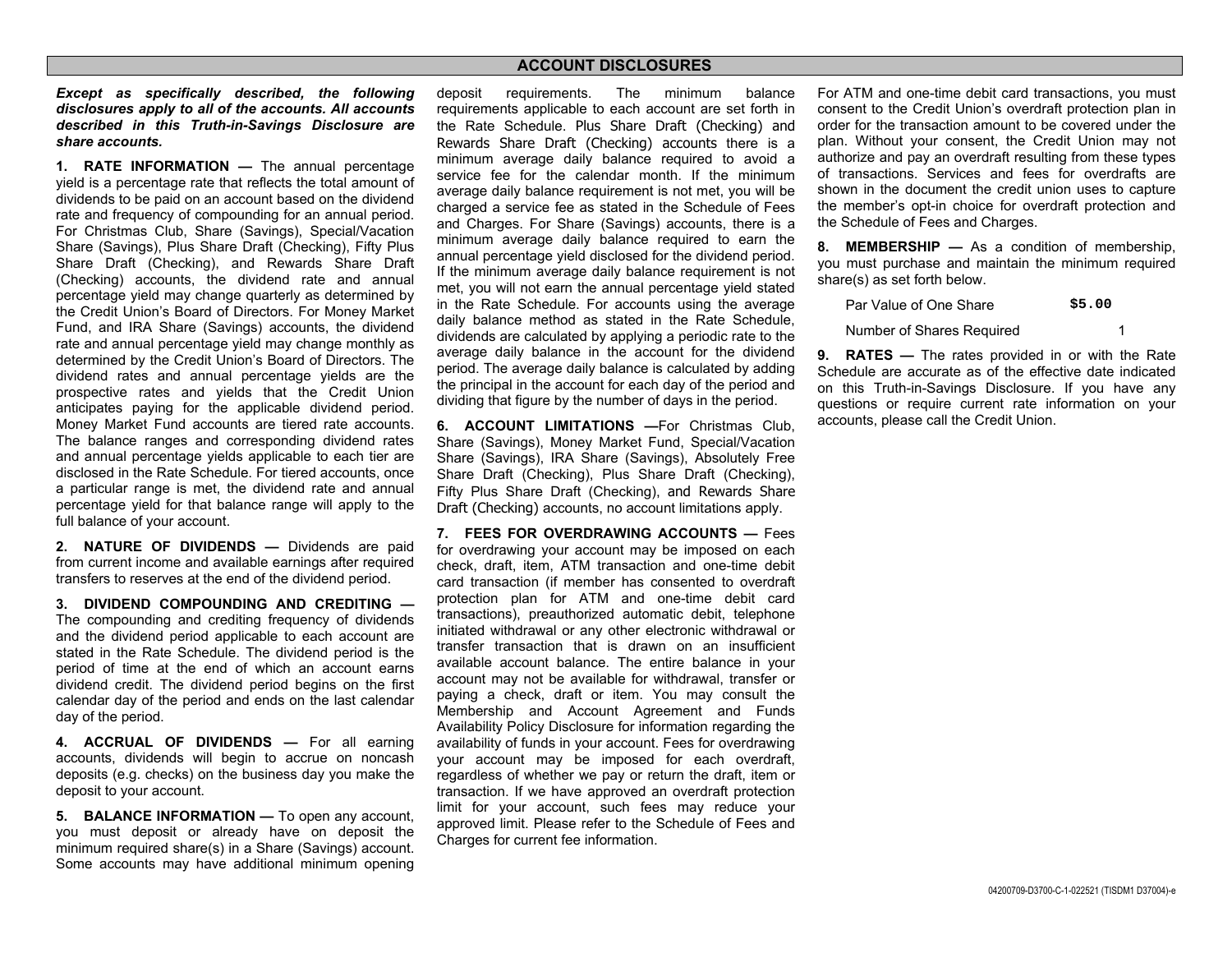## ACCOUNT DISCLOSURES

***Except as specifically described, the following disclosures apply to all of the accounts. All accounts described in this Truth-in-Savings Disclosure are share accounts.***

**1. RATE INFORMATION —** The annual percentage yield is a percentage rate that reflects the total amount of dividends to be paid on an account based on the dividend rate and frequency of compounding for an annual period. For Christmas Club, Share (Savings), Special/Vacation Share (Savings), Plus Share Draft (Checking), Fifty Plus Share Draft (Checking), and Rewards Share Draft (Checking) accounts, the dividend rate and annual percentage yield may change quarterly as determined by the Credit Union's Board of Directors. For Money Market Fund, and IRA Share (Savings) accounts, the dividend rate and annual percentage yield may change monthly as determined by the Credit Union's Board of Directors. The dividend rates and annual percentage yields are the prospective rates and yields that the Credit Union anticipates paying for the applicable dividend period. Money Market Fund accounts are tiered rate accounts. The balance ranges and corresponding dividend rates and annual percentage yields applicable to each tier are disclosed in the Rate Schedule. For tiered accounts, once a particular range is met, the dividend rate and annual percentage yield for that balance range will apply to the full balance of your account.

**2. NATURE OF DIVIDENDS —** Dividends are paid from current income and available earnings after required transfers to reserves at the end of the dividend period.

**3. DIVIDEND COMPOUNDING AND CREDITING —** The compounding and crediting frequency of dividends and the dividend period applicable to each account are stated in the Rate Schedule. The dividend period is the period of time at the end of which an account earns dividend credit. The dividend period begins on the first calendar day of the period and ends on the last calendar day of the period.

**4. ACCRUAL OF DIVIDENDS —** For all earning accounts, dividends will begin to accrue on noncash deposits (e.g. checks) on the business day you make the deposit to your account.

**5. BALANCE INFORMATION —** To open any account, you must deposit or already have on deposit the minimum required share(s) in a Share (Savings) account. Some accounts may have additional minimum opening deposit requirements. The minimum balance requirements applicable to each account are set forth in the Rate Schedule. Plus Share Draft (Checking) and Rewards Share Draft (Checking) accounts there is a minimum average daily balance required to avoid a service fee for the calendar month. If the minimum average daily balance requirement is not met, you will be charged a service fee as stated in the Schedule of Fees and Charges. For Share (Savings) accounts, there is a minimum average daily balance required to earn the annual percentage yield disclosed for the dividend period. If the minimum average daily balance requirement is not met, you will not earn the annual percentage yield stated in the Rate Schedule. For accounts using the average daily balance method as stated in the Rate Schedule, dividends are calculated by applying a periodic rate to the average daily balance in the account for the dividend period. The average daily balance is calculated by adding the principal in the account for each day of the period and dividing that figure by the number of days in the period.

**6. ACCOUNT LIMITATIONS —** For Christmas Club, Share (Savings), Money Market Fund, Special/Vacation Share (Savings), IRA Share (Savings), Absolutely Free Share Draft (Checking), Plus Share Draft (Checking), Fifty Plus Share Draft (Checking), and Rewards Share Draft (Checking) accounts, no account limitations apply.

**7. FEES FOR OVERDRAWING ACCOUNTS —** Fees for overdrawing your account may be imposed on each check, draft, item, ATM transaction and one-time debit card transaction (if member has consented to overdraft protection plan for ATM and one-time debit card transactions), preauthorized automatic debit, telephone initiated withdrawal or any other electronic withdrawal or transfer transaction that is drawn on an insufficient available account balance. The entire balance in your account may not be available for withdrawal, transfer or paying a check, draft or item. You may consult the Membership and Account Agreement and Funds Availability Policy Disclosure for information regarding the availability of funds in your account. Fees for overdrawing your account may be imposed for each overdraft, regardless of whether we pay or return the draft, item or transaction. If we have approved an overdraft protection limit for your account, such fees may reduce your approved limit. Please refer to the Schedule of Fees and Charges for current fee information.

For ATM and one-time debit card transactions, you must consent to the Credit Union's overdraft protection plan in order for the transaction amount to be covered under the plan. Without your consent, the Credit Union may not authorize and pay an overdraft resulting from these types of transactions. Services and fees for overdrafts are shown in the document the credit union uses to capture the member's opt-in choice for overdraft protection and the Schedule of Fees and Charges.

**8. MEMBERSHIP —** As a condition of membership, you must purchase and maintain the minimum required share(s) as set forth below.

Par Value of One Share **$5.00**

Number of Shares Required 1

**9. RATES —** The rates provided in or with the Rate Schedule are accurate as of the effective date indicated on this Truth-in-Savings Disclosure. If you have any questions or require current rate information on your accounts, please call the Credit Union.

04200709-D3700-C-1-022521 (TISDM1 D37004)-e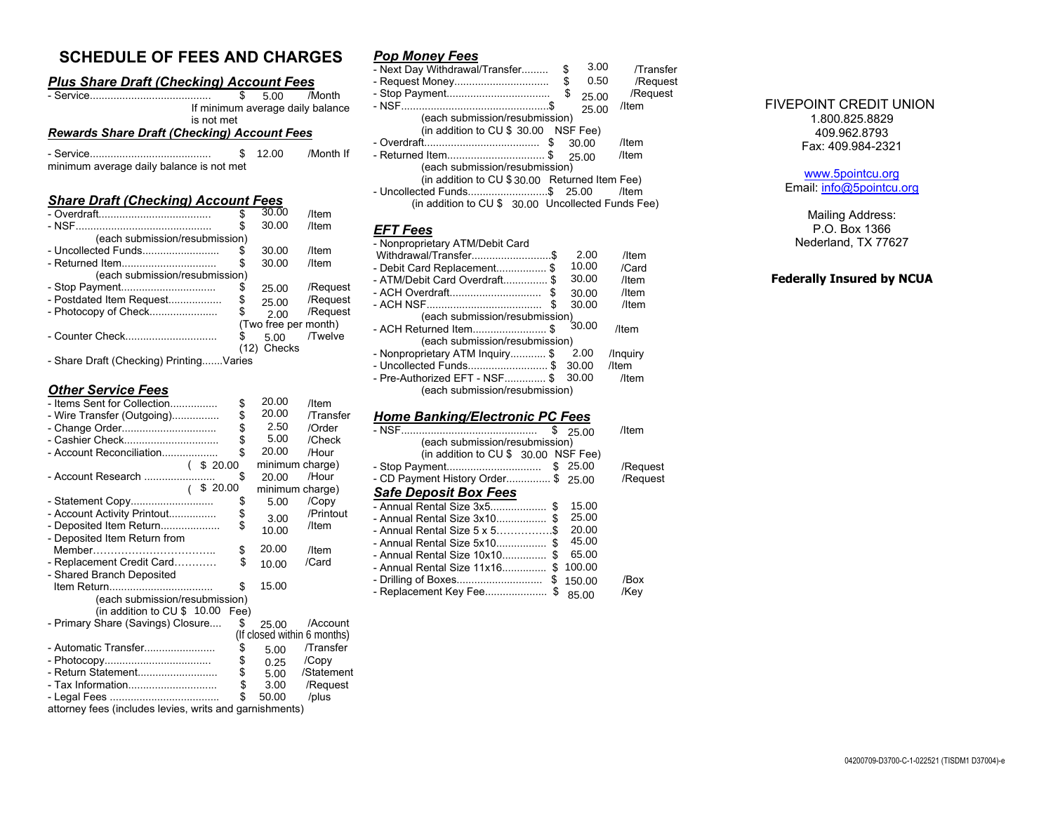# SCHEDULE OF FEES AND CHARGES

## *Plus Share Draft (Checking) Account Fees*

| | | |
|---|---|---|
| - Service | $ 5.00 | /Month |

If minimum average daily balance is not met

## *Rewards Share Draft (Checking) Account Fees*

| | | |
|---|---|---|
| - Service | $ 12.00 | /Month If |

minimum average daily balance is not met

## *Share Draft (Checking) Account Fees*

| | | |
|---|---|---|
| - Overdraft | $ 30.00 | /Item |
| - NSF | $ 30.00 | /Item |
| (each submission/resubmission) | | |
| - Uncollected Funds | $ 30.00 | /Item |
| - Returned Item | $ 30.00 | /Item |
| (each submission/resubmission) | | |
| - Stop Payment | $ 25.00 | /Request |
| - Postdated Item Request | $ 25.00 | /Request |
| - Photocopy of Check | $ 2.00 | /Request |
| | (Two free per month) | |
| - Counter Check | $ 5.00 | /Twelve |
| | (12) Checks | |
| - Share Draft (Checking) Printing | Varies | |

## *Other Service Fees*

| | | |
|---|---|---|
| - Items Sent for Collection | $ 20.00 | /Item |
| - Wire Transfer (Outgoing) | $ 20.00 | /Transfer |
| - Change Order | $ 2.50 | /Order |
| - Cashier Check | $ 5.00 | /Check |
| - Account Reconciliation | $ 20.00 | /Hour |
| ( $ 20.00 minimum charge) | | |
| - Account Research | $ 20.00 | /Hour |
| ( $ 20.00 minimum charge) | | |
| - Statement Copy | $ 5.00 | /Copy |
| - Account Activity Printout | $ 3.00 | /Printout |
| - Deposited Item Return | $ 10.00 | /Item |
| - Deposited Item Return from Member | $ 20.00 | /Item |
| - Replacement Credit Card | $ 10.00 | /Card |
| - Shared Branch Deposited Item Return | $ 15.00 | |
| (each submission/resubmission) | | |
| (in addition to CU $ 10.00 Fee) | | |
| - Primary Share (Savings) Closure | $ 25.00 | /Account |
| | (If closed within 6 months) | |
| - Automatic Transfer | $ 5.00 | /Transfer |
| - Photocopy | $ 0.25 | /Copy |
| - Return Statement | $ 5.00 | /Statement |
| - Tax Information | $ 3.00 | /Request |
| - Legal Fees | $ 50.00 | /plus |

attorney fees (includes levies, writs and garnishments)

## *Pop Money Fees*

| | | |
|---|---|---|
| - Next Day Withdrawal/Transfer | $ 3.00 | /Transfer |
| - Request Money | $ 0.50 | /Request |
| - Stop Payment | $ 25.00 | /Request |
| - NSF | $ 25.00 | /Item |
| (each submission/resubmission) | | |
| (in addition to CU $ 30.00 NSF Fee) | | |
| - Overdraft | $ 30.00 | /Item |
| - Returned Item | $ 25.00 | /Item |
| (each submission/resubmission) | | |
| (in addition to CU $ 30.00 Returned Item Fee) | | |
| - Uncollected Funds | $ 25.00 | /Item |
| (in addition to CU $ 30.00 Uncollected Funds Fee) | | |

## *EFT Fees*

| | | |
|---|---|---|
| - Nonproprietary ATM/Debit Card Withdrawal/Transfer | $ 2.00 | /Item |
| - Debit Card Replacement | $ 10.00 | /Card |
| - ATM/Debit Card Overdraft | $ 30.00 | /Item |
| - ACH Overdraft | $ 30.00 | /Item |
| - ACH NSF | $ 30.00 | /Item |
| (each submission/resubmission) | | |
| - ACH Returned Item | $ 30.00 | /Item |
| (each submission/resubmission) | | |
| - Nonproprietary ATM Inquiry | $ 2.00 | /Inquiry |
| - Uncollected Funds | $ 30.00 | /Item |
| - Pre-Authorized EFT - NSF | $ 30.00 | /Item |
| (each submission/resubmission) | | |

## *Home Banking/Electronic PC Fees*

| | | |
|---|---|---|
| - NSF | $ 25.00 | /Item |
| (each submission/resubmission) | | |
| (in addition to CU $ 30.00 NSF Fee) | | |
| - Stop Payment | $ 25.00 | /Request |
| - CD Payment History Order | $ 25.00 | /Request |

## *Safe Deposit Box Fees*

| | | |
|---|---|---|
| - Annual Rental Size 3x5 | $ 15.00 | |
| - Annual Rental Size 3x10 | $ 25.00 | |
| - Annual Rental Size 5 x 5 | $ 20.00 | |
| - Annual Rental Size 5x10 | $ 45.00 | |
| - Annual Rental Size 10x10 | $ 65.00 | |
| - Annual Rental Size 11x16 | $ 100.00 | |
| - Drilling of Boxes | $ 150.00 | /Box |
| - Replacement Key Fee | $ 85.00 | /Key |

FIVEPOINT CREDIT UNION
1.800.825.8829
409.962.8793
Fax: 409.984-2321

www.5pointcu.org
Email: info@5pointcu.org

Mailing Address:
P.O. Box 1366
Nederland, TX 77627

**Federally Insured by NCUA**

04200709-D3700-C-1-022521 (TISDM1 D37004)-e